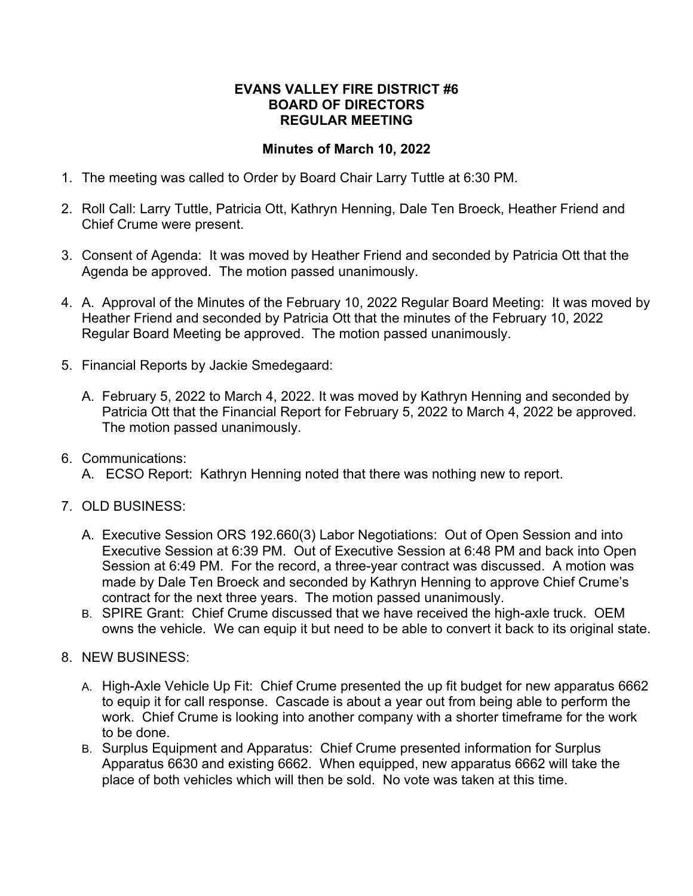**EVANS VALLEY FIRE DISTRICT #6**
**BOARD OF DIRECTORS**
**REGULAR MEETING**

**Minutes of March 10, 2022**

1. The meeting was called to Order by Board Chair Larry Tuttle at 6:30 PM.

2. Roll Call: Larry Tuttle, Patricia Ott, Kathryn Henning, Dale Ten Broeck, Heather Friend and Chief Crume were present.

3. Consent of Agenda: It was moved by Heather Friend and seconded by Patricia Ott that the Agenda be approved. The motion passed unanimously.

4. A. Approval of the Minutes of the February 10, 2022 Regular Board Meeting: It was moved by Heather Friend and seconded by Patricia Ott that the minutes of the February 10, 2022 Regular Board Meeting be approved. The motion passed unanimously.

5. Financial Reports by Jackie Smedegaard:

   A. February 5, 2022 to March 4, 2022. It was moved by Kathryn Henning and seconded by Patricia Ott that the Financial Report for February 5, 2022 to March 4, 2022 be approved. The motion passed unanimously.

6. Communications:
   A. ECSO Report: Kathryn Henning noted that there was nothing new to report.

7. OLD BUSINESS:

   A. Executive Session ORS 192.660(3) Labor Negotiations: Out of Open Session and into Executive Session at 6:39 PM. Out of Executive Session at 6:48 PM and back into Open Session at 6:49 PM. For the record, a three-year contract was discussed. A motion was made by Dale Ten Broeck and seconded by Kathryn Henning to approve Chief Crume's contract for the next three years. The motion passed unanimously.
   B. SPIRE Grant: Chief Crume discussed that we have received the high-axle truck. OEM owns the vehicle. We can equip it but need to be able to convert it back to its original state.

8. NEW BUSINESS:

   A. High-Axle Vehicle Up Fit: Chief Crume presented the up fit budget for new apparatus 6662 to equip it for call response. Cascade is about a year out from being able to perform the work. Chief Crume is looking into another company with a shorter timeframe for the work to be done.
   B. Surplus Equipment and Apparatus: Chief Crume presented information for Surplus Apparatus 6630 and existing 6662. When equipped, new apparatus 6662 will take the place of both vehicles which will then be sold. No vote was taken at this time.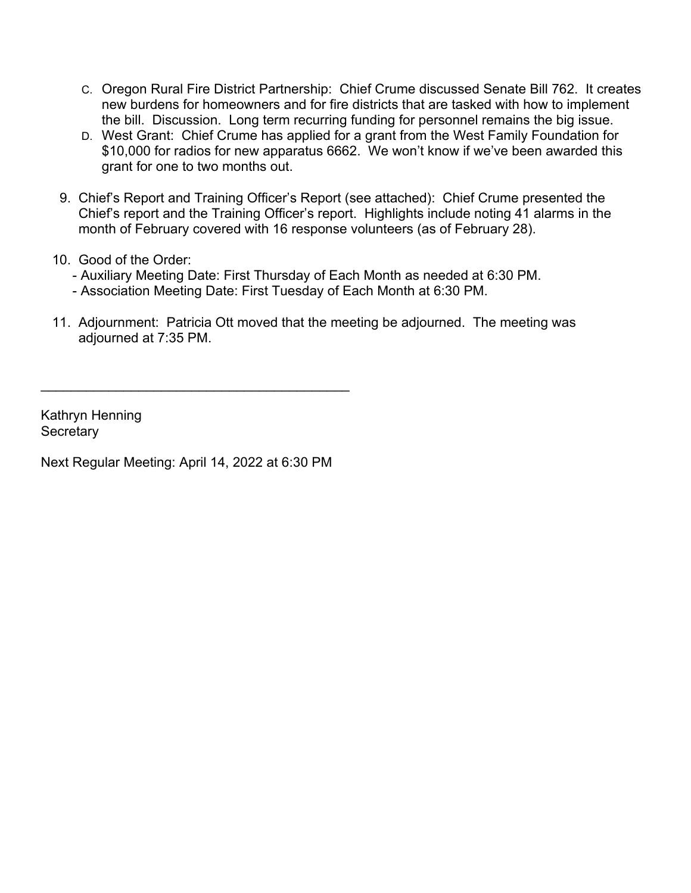C. Oregon Rural Fire District Partnership: Chief Crume discussed Senate Bill 762. It creates new burdens for homeowners and for fire districts that are tasked with how to implement the bill. Discussion. Long term recurring funding for personnel remains the big issue.

D. West Grant: Chief Crume has applied for a grant from the West Family Foundation for $10,000 for radios for new apparatus 6662. We won't know if we've been awarded this grant for one to two months out.

9. Chief's Report and Training Officer's Report (see attached): Chief Crume presented the Chief's report and the Training Officer's report. Highlights include noting 41 alarms in the month of February covered with 16 response volunteers (as of February 28).

10. Good of the Order:
    - Auxiliary Meeting Date: First Thursday of Each Month as needed at 6:30 PM.
    - Association Meeting Date: First Tuesday of Each Month at 6:30 PM.

11. Adjournment: Patricia Ott moved that the meeting be adjourned. The meeting was adjourned at 7:35 PM.

\_\_\_\_\_\_\_\_\_\_\_\_\_\_\_\_\_\_\_\_\_\_\_\_\_\_\_\_\_\_\_\_\_\_\_\_\_\_\_\_\_\_

Kathryn Henning
Secretary

Next Regular Meeting: April 14, 2022 at 6:30 PM